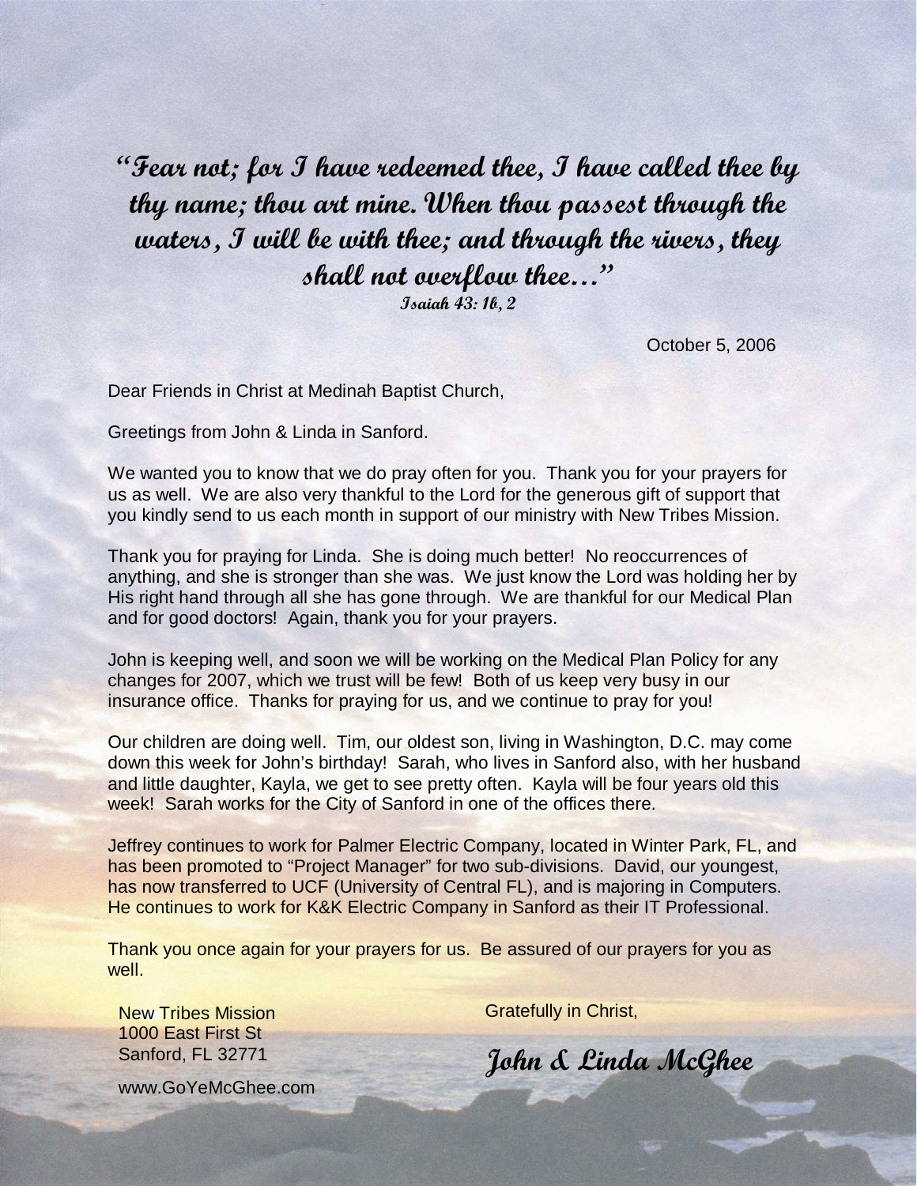***"Fear not; for I have redeemed thee, I have called thee by thy name; thou art mine. When thou passest through the waters, I will be with thee; and through the rivers, they shall not overflow thee…"***

***Isaiah 43: 1b, 2***

October 5, 2006

Dear Friends in Christ at Medinah Baptist Church,

Greetings from John & Linda in Sanford.

We wanted you to know that we do pray often for you. Thank you for your prayers for us as well. We are also very thankful to the Lord for the generous gift of support that you kindly send to us each month in support of our ministry with New Tribes Mission.

Thank you for praying for Linda. She is doing much better! No reoccurrences of anything, and she is stronger than she was. We just know the Lord was holding her by His right hand through all she has gone through. We are thankful for our Medical Plan and for good doctors! Again, thank you for your prayers.

John is keeping well, and soon we will be working on the Medical Plan Policy for any changes for 2007, which we trust will be few! Both of us keep very busy in our insurance office. Thanks for praying for us, and we continue to pray for you!

Our children are doing well. Tim, our oldest son, living in Washington, D.C. may come down this week for John's birthday! Sarah, who lives in Sanford also, with her husband and little daughter, Kayla, we get to see pretty often. Kayla will be four years old this week! Sarah works for the City of Sanford in one of the offices there.

Jeffrey continues to work for Palmer Electric Company, located in Winter Park, FL, and has been promoted to "Project Manager" for two sub-divisions. David, our youngest, has now transferred to UCF (University of Central FL), and is majoring in Computers. He continues to work for K&K Electric Company in Sanford as their IT Professional.

Thank you once again for your prayers for us. Be assured of our prayers for you as well.

Gratefully in Christ,

***John & Linda McGhee***

New Tribes Mission
1000 East First St
Sanford, FL 32771

www.GoYeMcGhee.com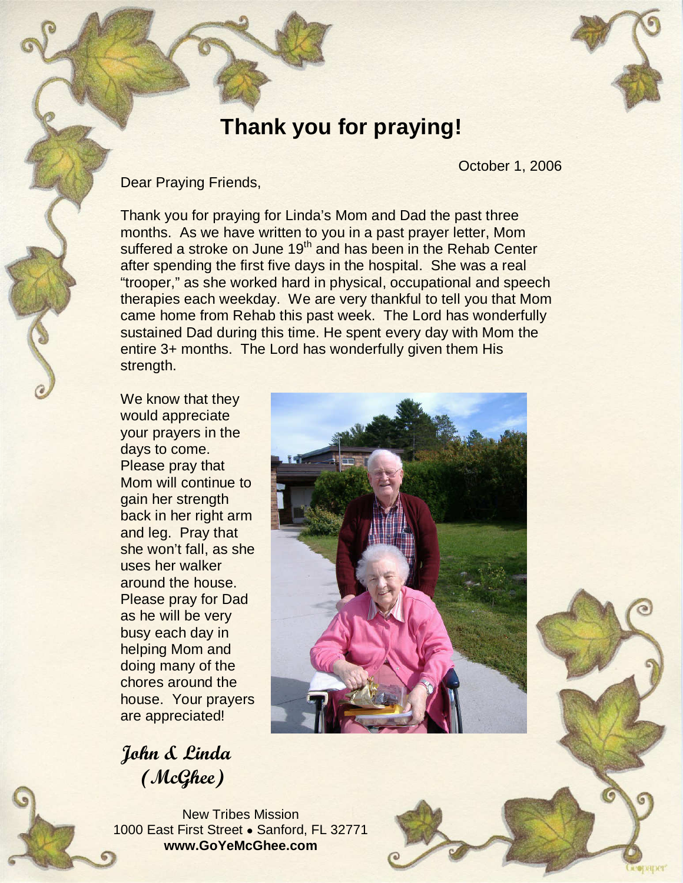# Thank you for praying!

October 1, 2006

Dear Praying Friends,

Thank you for praying for Linda's Mom and Dad the past three months. As we have written to you in a past prayer letter, Mom suffered a stroke on June 19th and has been in the Rehab Center after spending the first five days in the hospital. She was a real "trooper," as she worked hard in physical, occupational and speech therapies each weekday. We are very thankful to tell you that Mom came home from Rehab this past week. The Lord has wonderfully sustained Dad during this time. He spent every day with Mom the entire 3+ months. The Lord has wonderfully given them His strength.

We know that they would appreciate your prayers in the days to come. Please pray that Mom will continue to gain her strength back in her right arm and leg. Pray that she won't fall, as she uses her walker around the house. Please pray for Dad as he will be very busy each day in helping Mom and doing many of the chores around the house. Your prayers are appreciated!

*John & Linda (McGhee)*

New Tribes Mission
1000 East First Street • Sanford, FL 32771
**www.GoYeMcGhee.com**